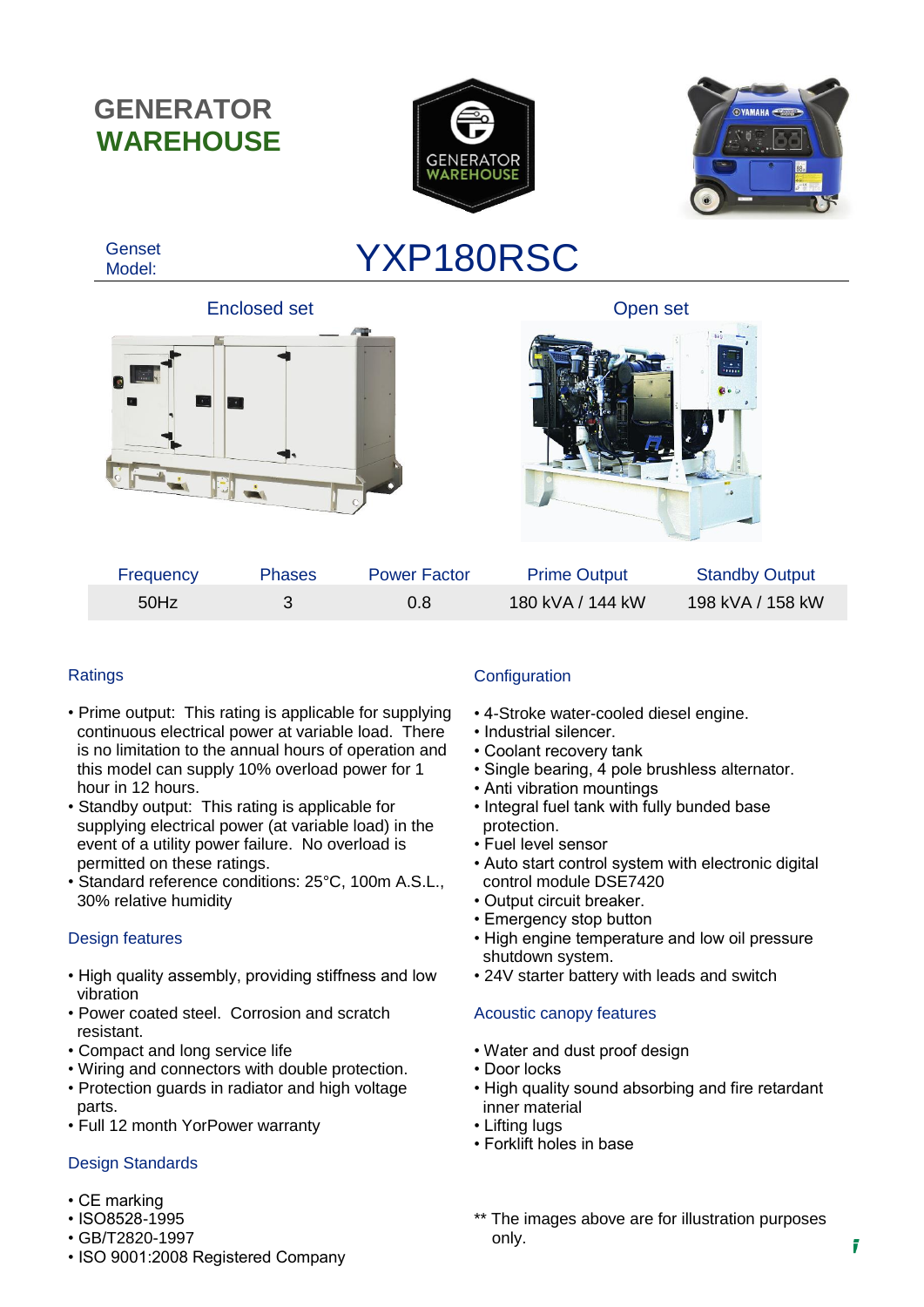# GENERATOR WAREHOUSE

Genset Model: **YXP180RSC**

Enclosed set

Open set

| Frequency | Phases | Power Factor | Prime Output | Standby Output |
|---|---|---|---|---|
| 50Hz | 3 | 0.8 | 180 kVA / 144 kW | 198 kVA / 158 kW |

## Ratings

- Prime output: This rating is applicable for supplying continuous electrical power at variable load. There is no limitation to the annual hours of operation and this model can supply 10% overload power for 1 hour in 12 hours.
- Standby output: This rating is applicable for supplying electrical power (at variable load) in the event of a utility power failure. No overload is permitted on these ratings.
- Standard reference conditions: 25°C, 100m A.S.L., 30% relative humidity

## Design features

- High quality assembly, providing stiffness and low vibration
- Power coated steel. Corrosion and scratch resistant.
- Compact and long service life
- Wiring and connectors with double protection.
- Protection guards in radiator and high voltage parts.
- Full 12 month YorPower warranty

## Design Standards

- CE marking
- ISO8528-1995
- GB/T2820-1997
- ISO 9001:2008 Registered Company

## Configuration

- 4-Stroke water-cooled diesel engine.
- Industrial silencer.
- Coolant recovery tank
- Single bearing, 4 pole brushless alternator.
- Anti vibration mountings
- Integral fuel tank with fully bunded base protection.
- Fuel level sensor
- Auto start control system with electronic digital control module DSE7420
- Output circuit breaker.
- Emergency stop button
- High engine temperature and low oil pressure shutdown system.
- 24V starter battery with leads and switch

## Acoustic canopy features

- Water and dust proof design
- Door locks
- High quality sound absorbing and fire retardant inner material
- Lifting lugs
- Forklift holes in base

** The images above are for illustration purposes only.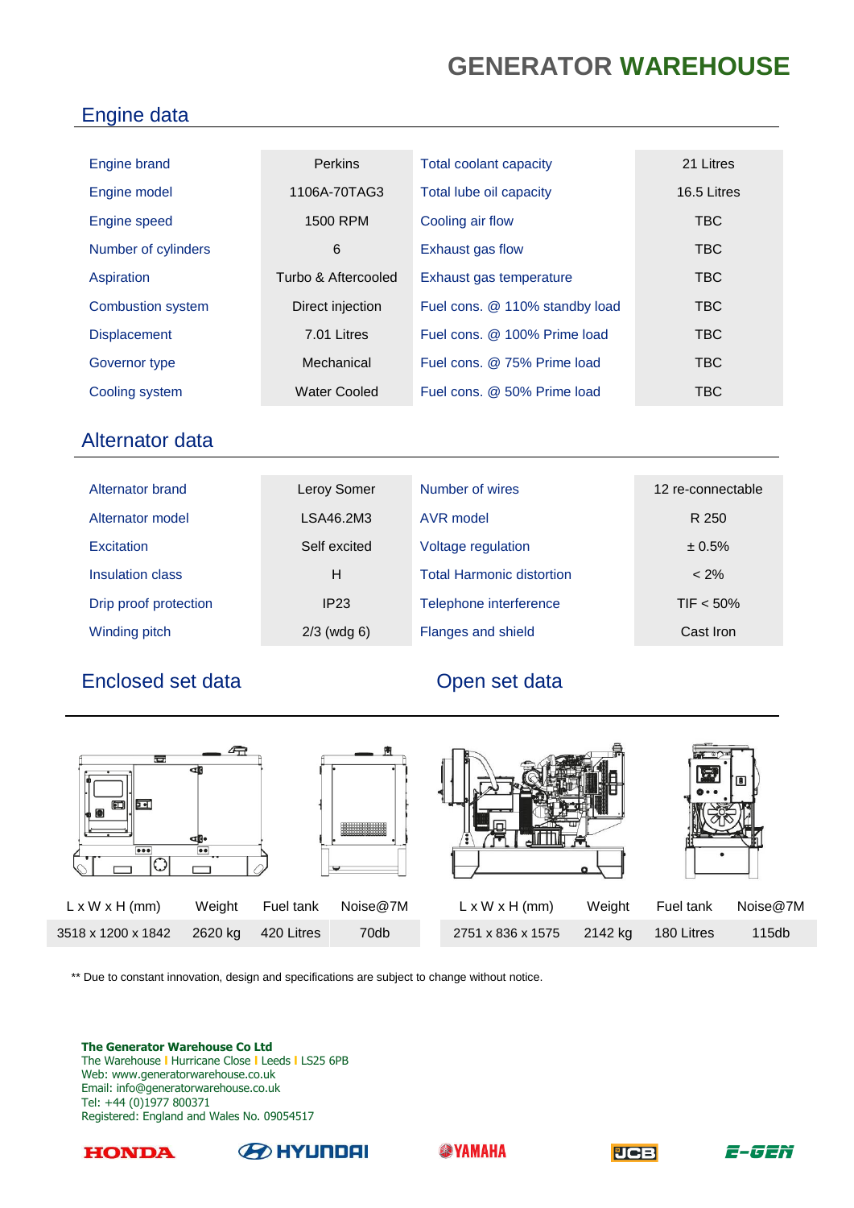# GENERATOR WAREHOUSE

## Engine data

| | | | |
|---|---|---|---|
| Engine brand | Perkins | Total coolant capacity | 21 Litres |
| Engine model | 1106A-70TAG3 | Total lube oil capacity | 16.5 Litres |
| Engine speed | 1500 RPM | Cooling air flow | TBC |
| Number of cylinders | 6 | Exhaust gas flow | TBC |
| Aspiration | Turbo & Aftercooled | Exhaust gas temperature | TBC |
| Combustion system | Direct injection | Fuel cons. @ 110% standby load | TBC |
| Displacement | 7.01 Litres | Fuel cons. @ 100% Prime load | TBC |
| Governor type | Mechanical | Fuel cons. @ 75% Prime load | TBC |
| Cooling system | Water Cooled | Fuel cons. @ 50% Prime load | TBC |

## Alternator data

| | | | |
|---|---|---|---|
| Alternator brand | Leroy Somer | Number of wires | 12 re-connectable |
| Alternator model | LSA46.2M3 | AVR model | R 250 |
| Excitation | Self excited | Voltage regulation | ± 0.5% |
| Insulation class | H | Total Harmonic distortion | < 2% |
| Drip proof protection | IP23 | Telephone interference | TIF < 50% |
| Winding pitch | 2/3 (wdg 6) | Flanges and shield | Cast Iron |

## Enclosed set data

| L x W x H (mm) | Weight | Fuel tank | Noise@7M |
|---|---|---|---|
| 3518 x 1200 x 1842 | 2620 kg | 420 Litres | 70db |

## Open set data

| L x W x H (mm) | Weight | Fuel tank | Noise@7M |
|---|---|---|---|
| 2751 x 836 x 1575 | 2142 kg | 180 Litres | 115db |

** Due to constant innovation, design and specifications are subject to change without notice.

**The Generator Warehouse Co Ltd**
The Warehouse | Hurricane Close | Leeds | LS25 6PB
Web: www.generatorwarehouse.co.uk
Email: info@generatorwarehouse.co.uk
Tel: +44 (0)1977 800371
Registered: England and Wales No. 09054517

HONDA HYUNDAI YAMAHA JCB E-GEN